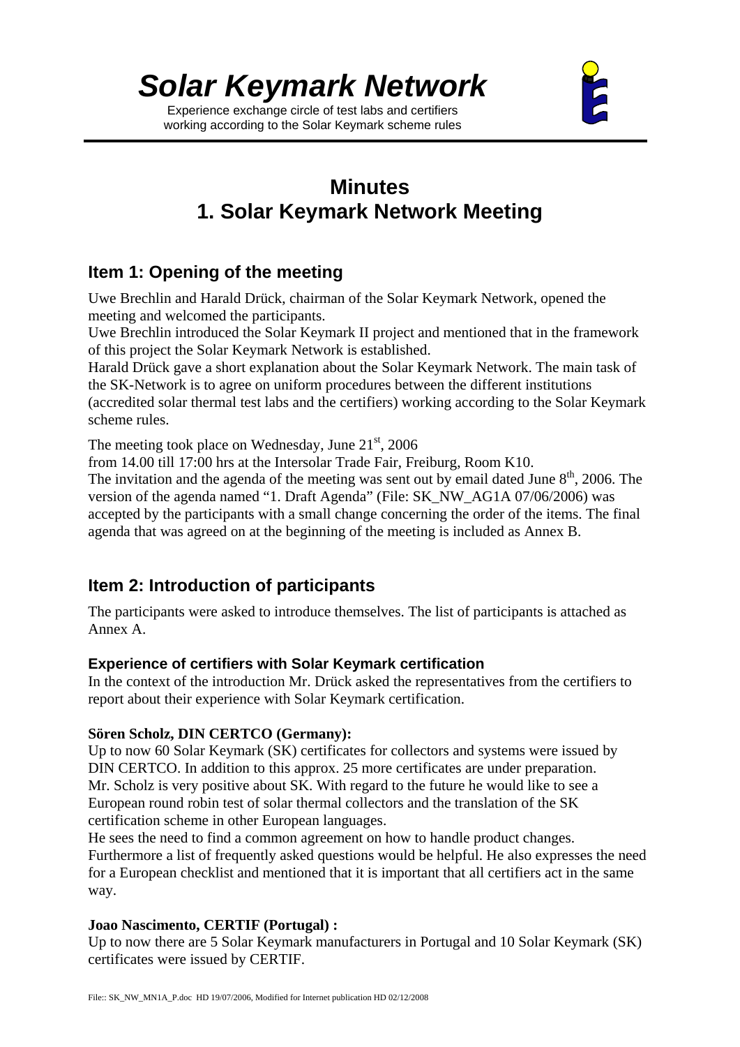# *Solar Keymark Network*

Experience exchange circle of test labs and certifiers working according to the Solar Keymark scheme rules

# Minutes
# 1. Solar Keymark Network Meeting

## Item 1: Opening of the meeting

Uwe Brechlin and Harald Drück, chairman of the Solar Keymark Network, opened the meeting and welcomed the participants.
Uwe Brechlin introduced the Solar Keymark II project and mentioned that in the framework of this project the Solar Keymark Network is established.
Harald Drück gave a short explanation about the Solar Keymark Network. The main task of the SK-Network is to agree on uniform procedures between the different institutions (accredited solar thermal test labs and the certifiers) working according to the Solar Keymark scheme rules.

The meeting took place on Wednesday, June 21st, 2006
from 14.00 till 17:00 hrs at the Intersolar Trade Fair, Freiburg, Room K10.
The invitation and the agenda of the meeting was sent out by email dated June 8th, 2006. The version of the agenda named "1. Draft Agenda" (File: SK_NW_AG1A 07/06/2006) was accepted by the participants with a small change concerning the order of the items. The final agenda that was agreed on at the beginning of the meeting is included as Annex B.

## Item 2: Introduction of participants

The participants were asked to introduce themselves. The list of participants is attached as Annex A.

### Experience of certifiers with Solar Keymark certification

In the context of the introduction Mr. Drück asked the representatives from the certifiers to report about their experience with Solar Keymark certification.

**Sören Scholz, DIN CERTCO (Germany):**
Up to now 60 Solar Keymark (SK) certificates for collectors and systems were issued by DIN CERTCO. In addition to this approx. 25 more certificates are under preparation.
Mr. Scholz is very positive about SK. With regard to the future he would like to see a European round robin test of solar thermal collectors and the translation of the SK certification scheme in other European languages.
He sees the need to find a common agreement on how to handle product changes. Furthermore a list of frequently asked questions would be helpful. He also expresses the need for a European checklist and mentioned that it is important that all certifiers act in the same way.

**Joao Nascimento, CERTIF (Portugal) :**
Up to now there are 5 Solar Keymark manufacturers in Portugal and 10 Solar Keymark (SK) certificates were issued by CERTIF.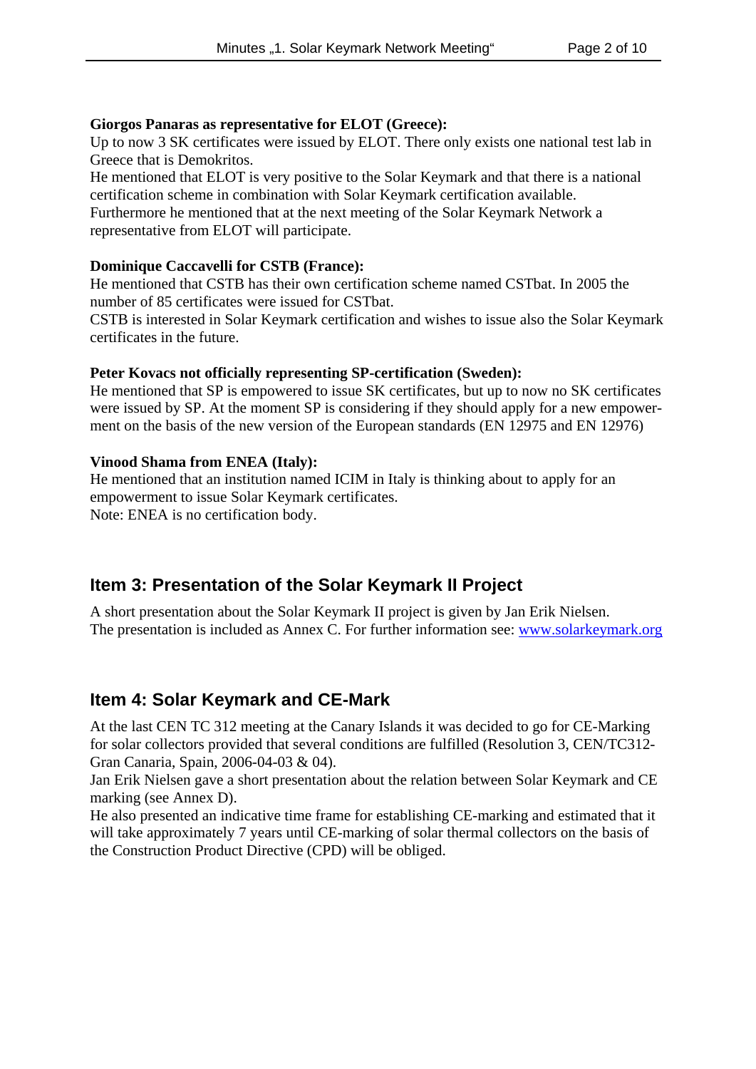**Giorgos Panaras as representative for ELOT (Greece):**
Up to now 3 SK certificates were issued by ELOT. There only exists one national test lab in Greece that is Demokritos.
He mentioned that ELOT is very positive to the Solar Keymark and that there is a national certification scheme in combination with Solar Keymark certification available.
Furthermore he mentioned that at the next meeting of the Solar Keymark Network a representative from ELOT will participate.

**Dominique Caccavelli for CSTB (France):**
He mentioned that CSTB has their own certification scheme named CSTbat. In 2005 the number of 85 certificates were issued for CSTbat.
CSTB is interested in Solar Keymark certification and wishes to issue also the Solar Keymark certificates in the future.

**Peter Kovacs not officially representing SP-certification (Sweden):**
He mentioned that SP is empowered to issue SK certificates, but up to now no SK certificates were issued by SP. At the moment SP is considering if they should apply for a new empowerment on the basis of the new version of the European standards (EN 12975 and EN 12976)

**Vinood Shama from ENEA (Italy):**
He mentioned that an institution named ICIM in Italy is thinking about to apply for an empowerment to issue Solar Keymark certificates.
Note: ENEA is no certification body.

## Item 3: Presentation of the Solar Keymark II Project

A short presentation about the Solar Keymark II project is given by Jan Erik Nielsen.
The presentation is included as Annex C. For further information see: [www.solarkeymark.org](http://www.solarkeymark.org)

## Item 4: Solar Keymark and CE-Mark

At the last CEN TC 312 meeting at the Canary Islands it was decided to go for CE-Marking for solar collectors provided that several conditions are fulfilled (Resolution 3, CEN/TC312-Gran Canaria, Spain, 2006-04-03 & 04).
Jan Erik Nielsen gave a short presentation about the relation between Solar Keymark and CE marking (see Annex D).
He also presented an indicative time frame for establishing CE-marking and estimated that it will take approximately 7 years until CE-marking of solar thermal collectors on the basis of the Construction Product Directive (CPD) will be obliged.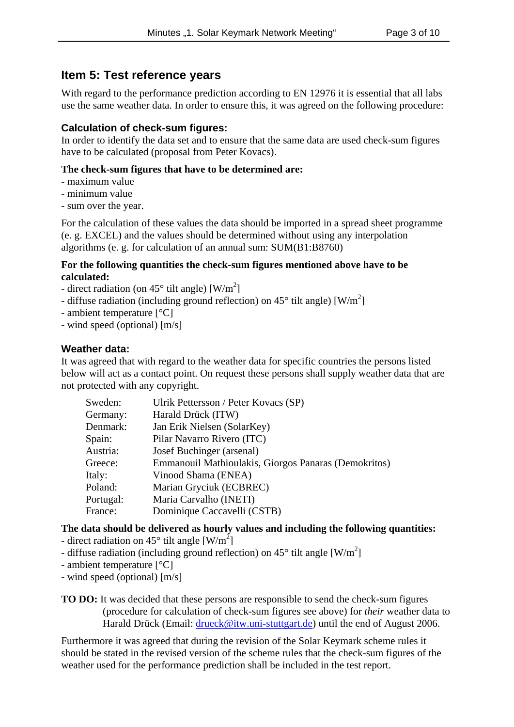## Item 5: Test reference years

With regard to the performance prediction according to EN 12976 it is essential that all labs use the same weather data. In order to ensure this, it was agreed on the following procedure:

### Calculation of check-sum figures:

In order to identify the data set and to ensure that the same data are used check-sum figures have to be calculated (proposal from Peter Kovacs).

**The check-sum figures that have to be determined are:**

- maximum value
- minimum value
- sum over the year.

For the calculation of these values the data should be imported in a spread sheet programme (e. g. EXCEL) and the values should be determined without using any interpolation algorithms (e. g. for calculation of an annual sum: SUM(B1:B8760)

**For the following quantities the check-sum figures mentioned above have to be calculated:**

- direct radiation (on 45° tilt angle) [W/m$^2$]
- diffuse radiation (including ground reflection) on 45° tilt angle) [W/m$^2$]
- ambient temperature [°C]
- wind speed (optional) [m/s]

### Weather data:

It was agreed that with regard to the weather data for specific countries the persons listed below will act as a contact point. On request these persons shall supply weather data that are not protected with any copyright.

| | |
|---|---|
| Sweden: | Ulrik Pettersson / Peter Kovacs (SP) |
| Germany: | Harald Drück (ITW) |
| Denmark: | Jan Erik Nielsen (SolarKey) |
| Spain: | Pilar Navarro Rivero (ITC) |
| Austria: | Josef Buchinger (arsenal) |
| Greece: | Emmanouil Mathioulakis, Giorgos Panaras (Demokritos) |
| Italy: | Vinood Shama (ENEA) |
| Poland: | Marian Gryciuk (ECBREC) |
| Portugal: | Maria Carvalho (INETI) |
| France: | Dominique Caccavelli (CSTB) |

**The data should be delivered as hourly values and including the following quantities:**

- direct radiation on 45° tilt angle [W/m$^2$]
- diffuse radiation (including ground reflection) on 45° tilt angle [W/m$^2$]
- ambient temperature [°C]
- wind speed (optional) [m/s]

**TO DO:** It was decided that these persons are responsible to send the check-sum figures (procedure for calculation of check-sum figures see above) for *their* weather data to Harald Drück (Email: drueck@itw.uni-stuttgart.de) until the end of August 2006.

Furthermore it was agreed that during the revision of the Solar Keymark scheme rules it should be stated in the revised version of the scheme rules that the check-sum figures of the weather used for the performance prediction shall be included in the test report.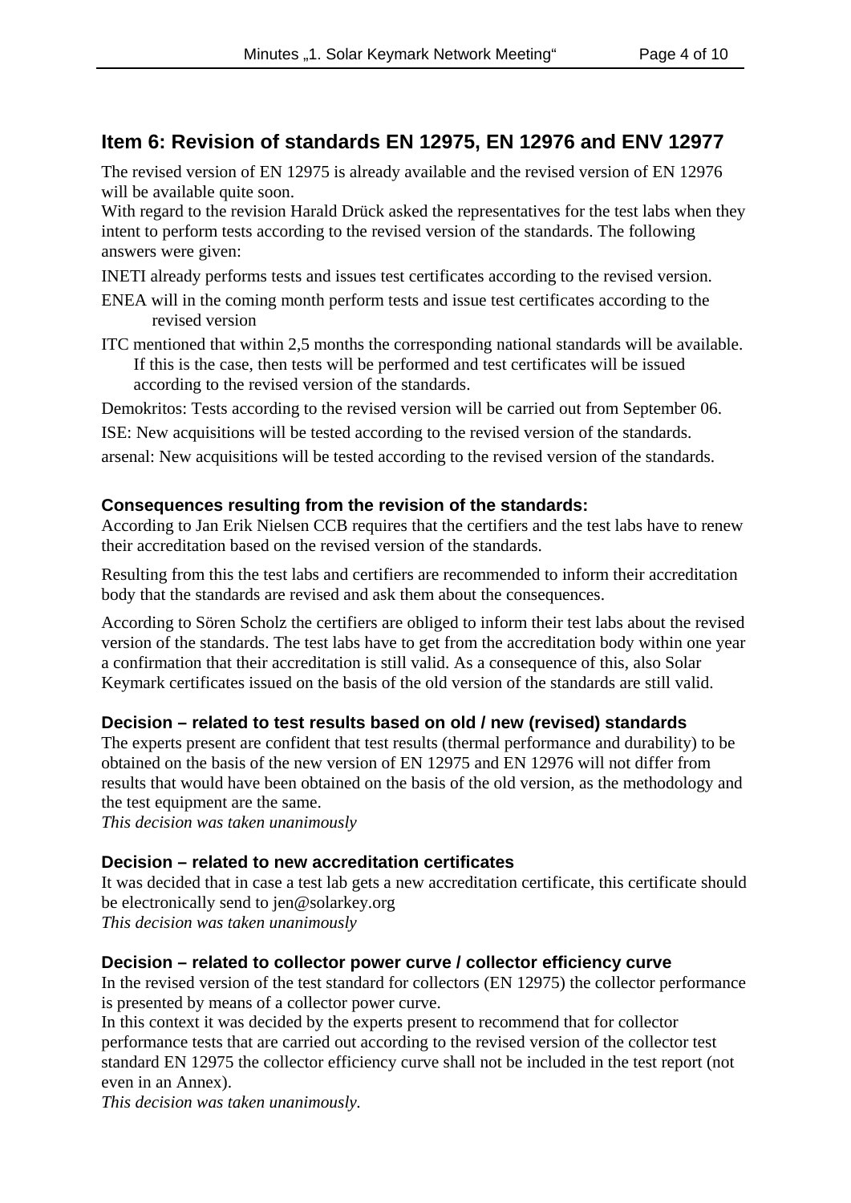## Item 6: Revision of standards EN 12975, EN 12976 and ENV 12977

The revised version of EN 12975 is already available and the revised version of EN 12976 will be available quite soon.
With regard to the revision Harald Drück asked the representatives for the test labs when they intent to perform tests according to the revised version of the standards. The following answers were given:

INETI already performs tests and issues test certificates according to the revised version.

ENEA will in the coming month perform tests and issue test certificates according to the revised version

ITC mentioned that within 2,5 months the corresponding national standards will be available. If this is the case, then tests will be performed and test certificates will be issued according to the revised version of the standards.

Demokritos: Tests according to the revised version will be carried out from September 06.

ISE: New acquisitions will be tested according to the revised version of the standards.

arsenal: New acquisitions will be tested according to the revised version of the standards.

### Consequences resulting from the revision of the standards:

According to Jan Erik Nielsen CCB requires that the certifiers and the test labs have to renew their accreditation based on the revised version of the standards.

Resulting from this the test labs and certifiers are recommended to inform their accreditation body that the standards are revised and ask them about the consequences.

According to Sören Scholz the certifiers are obliged to inform their test labs about the revised version of the standards. The test labs have to get from the accreditation body within one year a confirmation that their accreditation is still valid. As a consequence of this, also Solar Keymark certificates issued on the basis of the old version of the standards are still valid.

### Decision – related to test results based on old / new (revised) standards

The experts present are confident that test results (thermal performance and durability) to be obtained on the basis of the new version of EN 12975 and EN 12976 will not differ from results that would have been obtained on the basis of the old version, as the methodology and the test equipment are the same.
*This decision was taken unanimously*

### Decision – related to new accreditation certificates

It was decided that in case a test lab gets a new accreditation certificate, this certificate should be electronically send to jen@solarkey.org
*This decision was taken unanimously*

### Decision – related to collector power curve / collector efficiency curve

In the revised version of the test standard for collectors (EN 12975) the collector performance is presented by means of a collector power curve.
In this context it was decided by the experts present to recommend that for collector performance tests that are carried out according to the revised version of the collector test standard EN 12975 the collector efficiency curve shall not be included in the test report (not even in an Annex).
*This decision was taken unanimously.*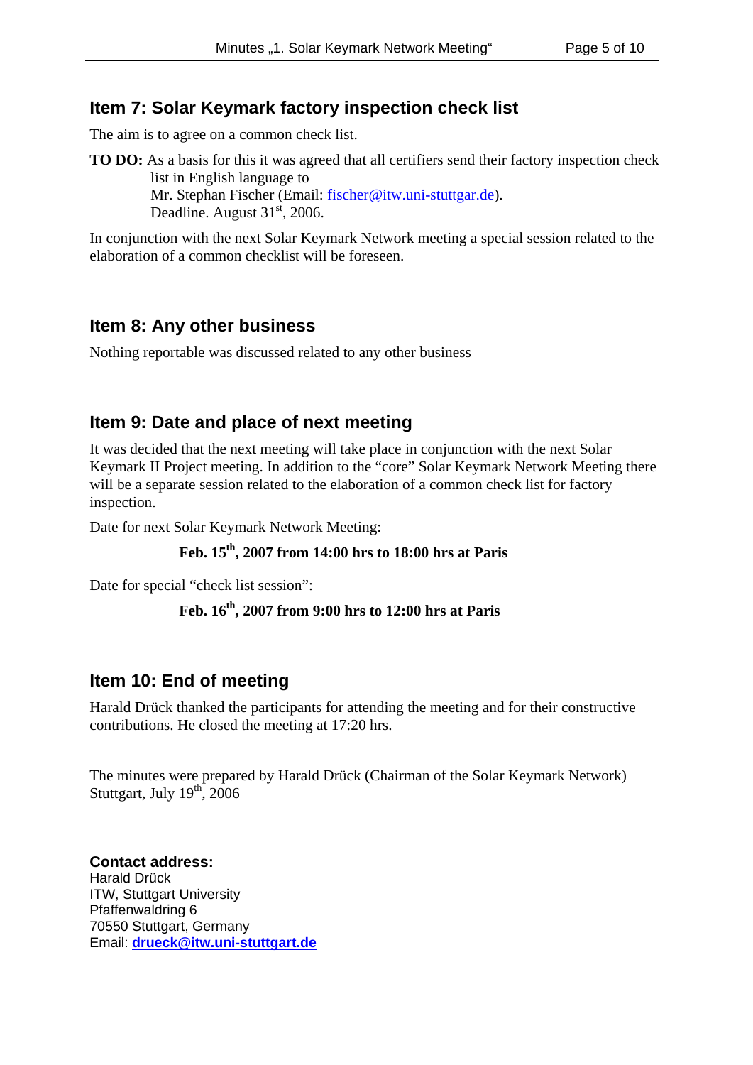## Item 7: Solar Keymark factory inspection check list

The aim is to agree on a common check list.

**TO DO:** As a basis for this it was agreed that all certifiers send their factory inspection check list in English language to
Mr. Stephan Fischer (Email: fischer@itw.uni-stuttgar.de).
Deadline. August 31st, 2006.

In conjunction with the next Solar Keymark Network meeting a special session related to the elaboration of a common checklist will be foreseen.

## Item 8: Any other business

Nothing reportable was discussed related to any other business

## Item 9: Date and place of next meeting

It was decided that the next meeting will take place in conjunction with the next Solar Keymark II Project meeting. In addition to the "core" Solar Keymark Network Meeting there will be a separate session related to the elaboration of a common check list for factory inspection.

Date for next Solar Keymark Network Meeting:

**Feb. 15th, 2007 from 14:00 hrs to 18:00 hrs at Paris**

Date for special "check list session":

**Feb. 16th, 2007 from 9:00 hrs to 12:00 hrs at Paris**

## Item 10: End of meeting

Harald Drück thanked the participants for attending the meeting and for their constructive contributions. He closed the meeting at 17:20 hrs.

The minutes were prepared by Harald Drück (Chairman of the Solar Keymark Network)
Stuttgart, July 19th, 2006

**Contact address:**
Harald Drück
ITW, Stuttgart University
Pfaffenwaldring 6
70550 Stuttgart, Germany
Email: **drueck@itw.uni-stuttgart.de**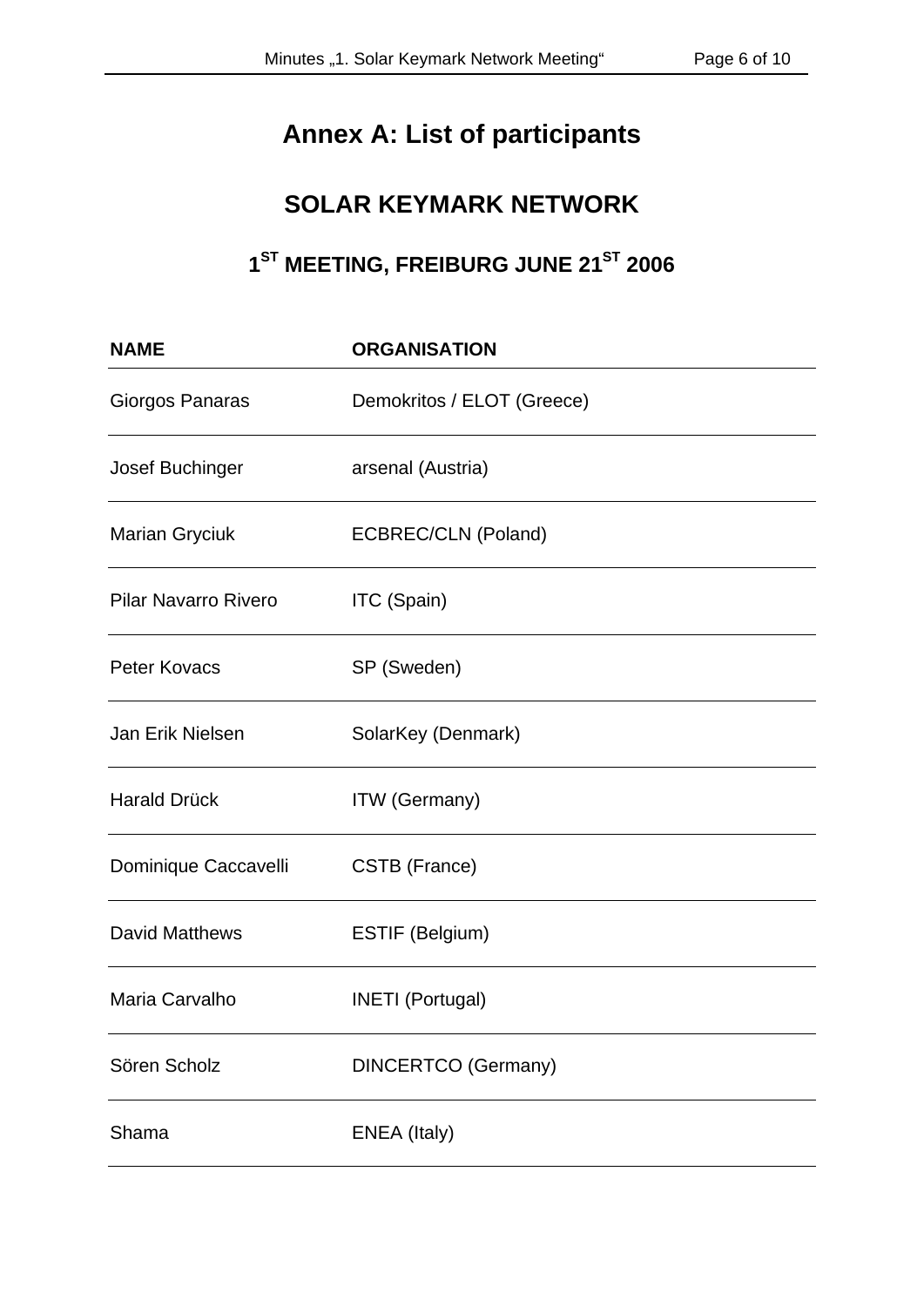# Annex A: List of participants

## SOLAR KEYMARK NETWORK

### 1ST MEETING, FREIBURG JUNE 21ST 2006

| NAME | ORGANISATION |
|---|---|
| Giorgos Panaras | Demokritos / ELOT (Greece) |
| Josef Buchinger | arsenal (Austria) |
| Marian Gryciuk | ECBREC/CLN (Poland) |
| Pilar Navarro Rivero | ITC (Spain) |
| Peter Kovacs | SP (Sweden) |
| Jan Erik Nielsen | SolarKey (Denmark) |
| Harald Drück | ITW (Germany) |
| Dominique Caccavelli | CSTB (France) |
| David Matthews | ESTIF (Belgium) |
| Maria Carvalho | INETI (Portugal) |
| Sören Scholz | DINCERTCO (Germany) |
| Shama | ENEA (Italy) |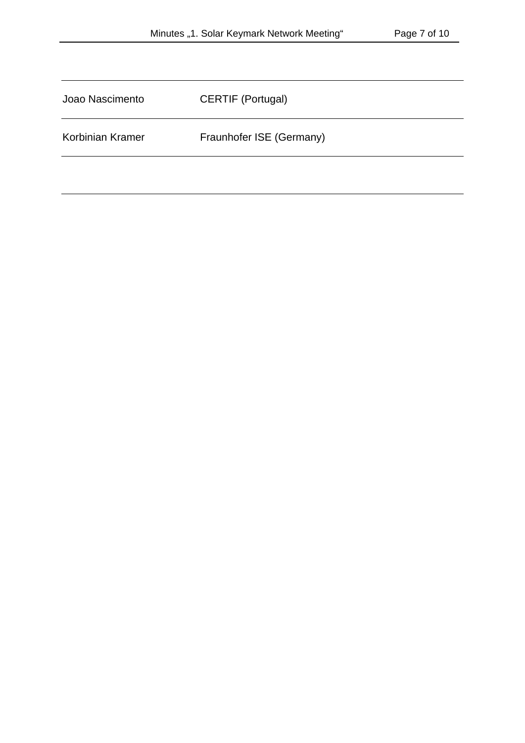| | |
|---|---|
| Joao Nascimento | CERTIF (Portugal) |
| Korbinian Kramer | Fraunhofer ISE (Germany) |
| | |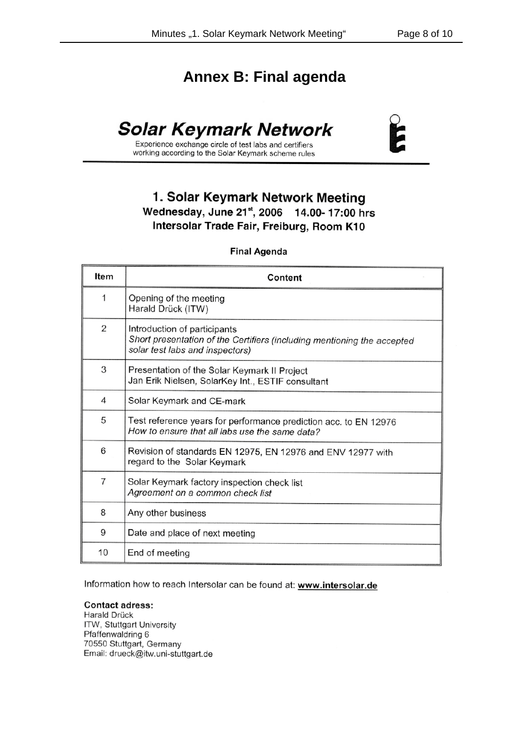# Annex B: Final agenda

## Solar Keymark Network

Experience exchange circle of test labs and certifiers working according to the Solar Keymark scheme rules

### 1. Solar Keymark Network Meeting

**Wednesday, June 21st, 2006 14.00- 17:00 hrs**

**Intersolar Trade Fair, Freiburg, Room K10**

**Final Agenda**

| Item | Content |
|---|---|
| 1 | Opening of the meeting<br>Harald Drück (ITW) |
| 2 | Introduction of participants<br>*Short presentation of the Certifiers (including mentioning the accepted solar test labs and inspectors)* |
| 3 | Presentation of the Solar Keymark II Project<br>Jan Erik Nielsen, SolarKey Int., ESTIF consultant |
| 4 | Solar Keymark and CE-mark |
| 5 | Test reference years for performance prediction acc. to EN 12976<br>*How to ensure that all labs use the same data?* |
| 6 | Revision of standards EN 12975, EN 12976 and ENV 12977 with regard to the Solar Keymark |
| 7 | Solar Keymark factory inspection check list<br>*Agreement on a common check list* |
| 8 | Any other business |
| 9 | Date and place of next meeting |
| 10 | End of meeting |

Information how to reach Intersolar can be found at: **www.intersolar.de**

**Contact adress:**
Harald Drück
ITW, Stuttgart University
Pfaffenwaldring 6
70550 Stuttgart, Germany
Email: drueck@itw.uni-stuttgart.de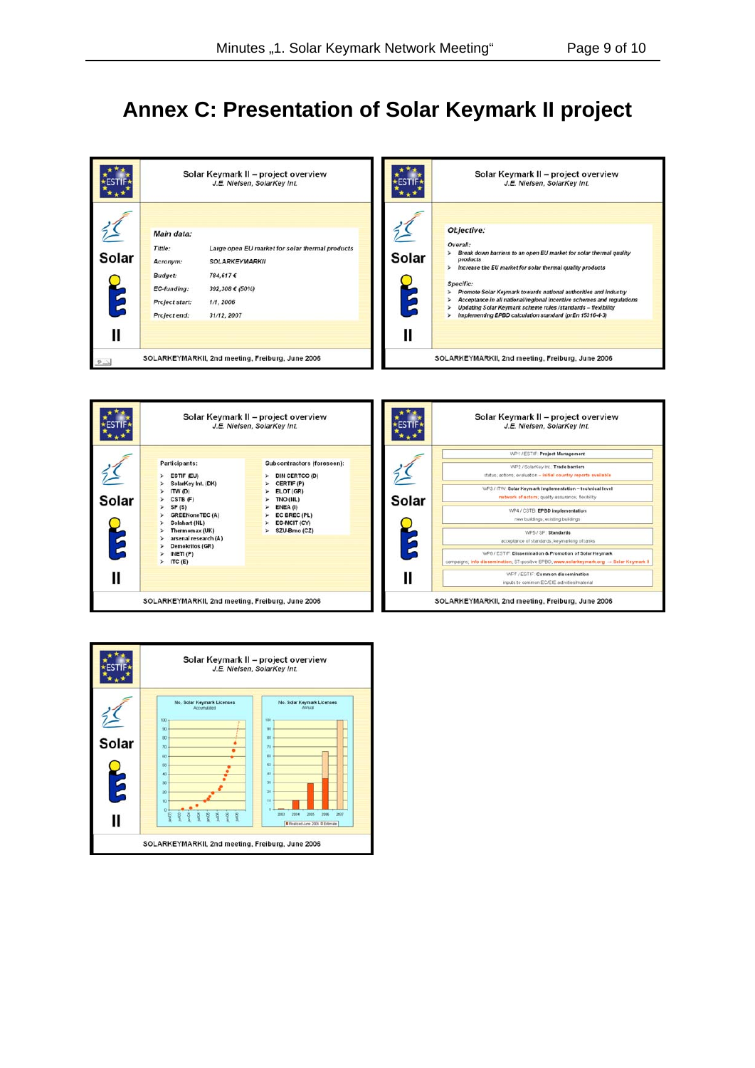# Annex C: Presentation of Solar Keymark II project

### Solar Keymark II – project overview
*J.E. Nielsen, SolarKey Int.*

**Main data:**

| | |
|---|---|
| *Tittle:* | *Large open EU market for solar thermal products* |
| *Acronym:* | *SOLARKEYMARKII* |
| *Budget:* | *784,617 €* |
| *EC-funding:* | *392,308 € (50%)* |
| *Project start:* | *1/1, 2006* |
| *Project end:* | *31/12, 2007* |

SOLARKEYMARKII, 2nd meeting, Freiburg, June 2006

### Solar Keymark II – project overview
*J.E. Nielsen, SolarKey Int.*

***Objective:***

*Overall:*
- *Break down barriers to an open EU market for solar thermal quality products*
- *Increase the EU market for solar thermal quality products*

*Specific:*
- *Promote Solar Keymark towards national authorities and industry*
- *Acceptance in all national/regional incentive schemes and regulations*
- *Updating Solar Keymark scheme rules /standards – flexibility*
- *Implementing EPBD calculation standard (prEn 15316-4-3)*

SOLARKEYMARKII, 2nd meeting, Freiburg, June 2006

### Solar Keymark II – project overview
*J.E. Nielsen, SolarKey Int.*

Participants:
- ESTIF (EU)
- SolarKey Int. (DK)
- ITW (D)
- CSTB (F)
- SP (S)
- GREENoneTEC (A)
- Solahart (NL)
- Thermomax (UK)
- arsenal research (A)
- Demokritos (GR)
- INETI (P)
- ITC (E)

Subcontractors (foreseen):
- DIN CERTCO (D)
- CERTIF (P)
- ELOT (GR)
- TNO (NL)
- ENEA (I)
- EC BREC (PL)
- ES-MCIT (CY)
- SZU-Brno (CZ)

SOLARKEYMARKII, 2nd meeting, Freiburg, June 2006

### Solar Keymark II – project overview
*J.E. Nielsen, SolarKey Int.*

- WP1 / ESTIF: **Project Management**
- WP2 / SolarKey Int.: **Trade barriers** — status, actions, evaluation – initial country reports available
- WP3 / ITW: **Solar Keymark implementation – technical level** — network of actors, quality assurance, flexibility
- WP4 / CSTB: **EPBD implementation** — new buildings, existing buildings
- WP5 / SP: **Standards** — acceptance of standards, keymarking of tanks
- WP6 / ESTIF: **Dissemination & Promotion of Solar Keymark** — campaigns, info dissemination, ST-positive EPBD, www.solarkeymark.org → Solar Keymark II
- WP7 / ESTIF: **Common dissemination** — inputs to common EC/EIE activities/material

SOLARKEYMARKII, 2nd meeting, Freiburg, June 2006

### Solar Keymark II – project overview
*J.E. Nielsen, SolarKey Int.*

No. Solar Keymark Licenses (Accumulated) | No. Solar Keymark Licenses (Annual)

SOLARKEYMARKII, 2nd meeting, Freiburg, June 2006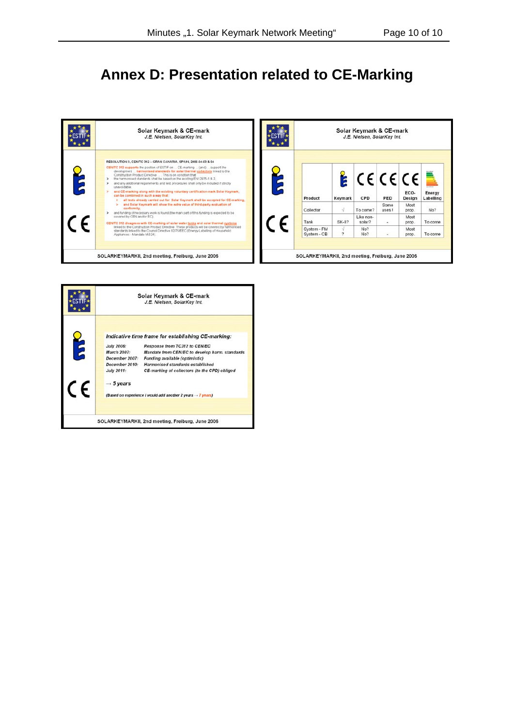# Annex D: Presentation related to CE-Marking

**Solar Keymark & CE-mark**
*J.E. Nielsen, SolarKey Int.*

RESOLUTION 3, CEN/TC 312 – GRAN CANARIA, SPAIN, 2006-04-03 & 04

CEN/TC 312 supports the position of ESTIF on … CE-marking … (and) … support the development … harmonised standards for solar thermal collectors linked to the Construction Product Directive … This is on condition that

- the harmonised standards shall be based on the existing EN12975-1 & 2,
- and any additional requirements and test procedures shall only be included if strictly unavoidable.
- and CE-marking along with the existing voluntary certification mark Solar Keymark, can be combined in such a way that:
  - all tests already carried out for Solar Keymark shall be accepted for CE-marking,
  - and Solar Keymark will show the extra value of third-party evaluation of conformity.
- and funding of necessary work is found (the main part of this funding is expected to be covered by CEN and/or EC).

CEN/TC 312 disagrees with CE-marking of solar water tanks and solar thermal systems linked to the Construction Product Directive. These products will be covered by harmonised standards linked to the Council Directive 92/75/EEC (Energy Labeling of Household Appliances – Mandate M/324).

SOLARKEYMARKII, 2nd meeting, Freiburg, June 2006

**Solar Keymark & CE-mark**
*J.E. Nielsen, SolarKey Int.*

| Product | Keymark | CPD | PED | ECO-Design | Energy Labelling |
|---|---|---|---|---|---|
| Collector | √ | To come? | Some uses ! | Most prop. | No? |
| Tank | SK-II? | Like non-solar? | - | Most prop. | To come |
| System - FM<br>System - CB | √<br>? | No?<br>No? | - | Most prop. | To come |

SOLARKEYMARKII, 2nd meeting, Freiburg, June 2006

**Solar Keymark & CE-mark**
*J.E. Nielsen, SolarKey Int.*

*Indicative time frame for establishing CE-marking:*

| | |
|---|---|
| *July 2006:* | *Response from TC312 to CEN/EC* |
| *March 2007:* | *Mandate from CEN/EC to develop harm. standards* |
| *December 2007:* | *Funding available (optimistic)* |
| *December 2010:* | *Harmonised standards established* |
| *July 2011:* | *CE-marking of collectors (to the CPD) obliged* |

*→ 5 years*

*(Based on experience I would add another 2 years → 7 years)*

SOLARKEYMARKII, 2nd meeting, Freiburg, June 2006